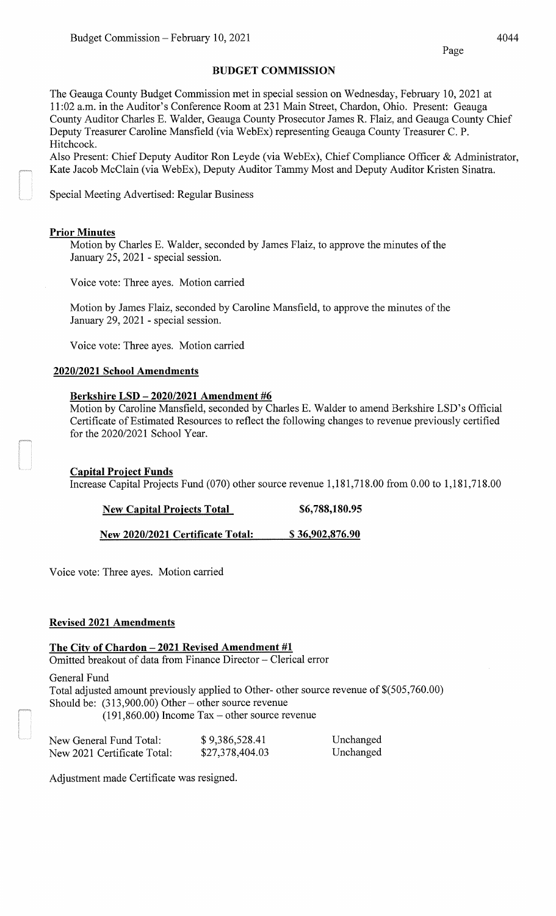## BUDGET COMMISSION

The Geauga County Budget Commission met in special session on Wednesday, February 10, 2021 at 11:02 a.m. in the Auditor's Conference Room at 231 Main Street, Chardon, Ohio. Present: Geauga County Auditor Charles E. Walder, Geauga County Prosecutor James R. Flaiz, and Geauga County Chief Deputy Treasurer Caroline Mansfield (via WebEx) representing Geauga County Treasurer C. P. Hitchcock.

Also Present: Chief Deputy Auditor Ron Leyde (via WebEx), Chief Compliance Officer & Administrator, Kate Jacob McClain (via WebEx), Deputy Auditor Tammy Most and Deputy Auditor Kristen Sinatra.

Special Meeting Advertised: Regular Business

**Prior Minutes**

Motion by Charles E. Walder, seconded by James Flaiz, to approve the minutes of the January 25, 2021 - special session.

Voice vote: Three ayes. Motion carried

Motion by James Flaiz, seconded by Caroline Mansfield, to approve the minutes of the January 29, 2021 - special session.

Voice vote: Three ayes. Motion carried

**2020/2021 School Amendments**

**Berkshire LSD – 2020/2021 Amendment #6**

Motion by Caroline Mansfield, seconded by Charles E. Walder to amend Berkshire LSD's Official Certificate of Estimated Resources to reflect the following changes to revenue previously certified for the 2020/2021 School Year.

**Capital Project Funds**

Increase Capital Projects Fund (070) other source revenue 1,181,718.00 from 0.00 to 1,181,718.00

| **New Capital Projects Total** | **$6,788,180.95** |
|---|---|
| **New 2020/2021 Certificate Total:** | **$ 36,902,876.90** |

Voice vote: Three ayes. Motion carried

**Revised 2021 Amendments**

**The City of Chardon – 2021 Revised Amendment #1**

Omitted breakout of data from Finance Director – Clerical error

General Fund

Total adjusted amount previously applied to Other- other source revenue of $(505,760.00)

Should be: (313,900.00) Other – other source revenue
(191,860.00) Income Tax – other source revenue

| New General Fund Total: | $ 9,386,528.41 | Unchanged |
|---|---|---|
| New 2021 Certificate Total: | $27,378,404.03 | Unchanged |

Adjustment made Certificate was resigned.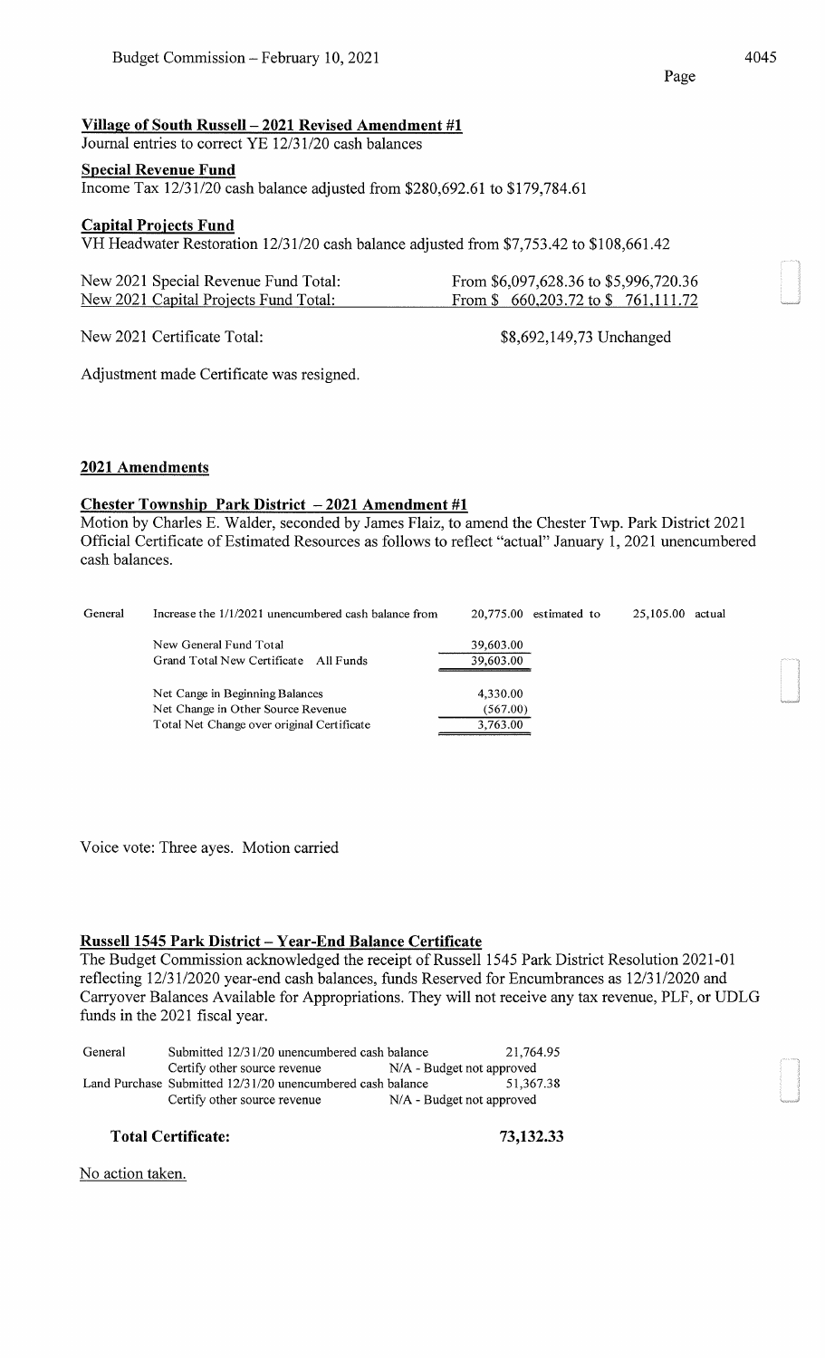**Village of South Russell – 2021 Revised Amendment #1**

Journal entries to correct YE 12/31/20 cash balances

**Special Revenue Fund**

Income Tax 12/31/20 cash balance adjusted from $280,692.61 to $179,784.61

**Capital Projects Fund**

VH Headwater Restoration 12/31/20 cash balance adjusted from $7,753.42 to $108,661.42

| | |
|---|---|
| New 2021 Special Revenue Fund Total: | From $6,097,628.36 to $5,996,720.36 |
| New 2021 Capital Projects Fund Total: | From $ 660,203.72 to $ 761,111.72 |

New 2021 Certificate Total: $8,692,149,73 Unchanged

Adjustment made Certificate was resigned.

## 2021 Amendments

**Chester Township Park District – 2021 Amendment #1**

Motion by Charles E. Walder, seconded by James Flaiz, to amend the Chester Twp. Park District 2021 Official Certificate of Estimated Resources as follows to reflect "actual" January 1, 2021 unencumbered cash balances.

| | | | | | |
|---|---|---|---|---|---|
| General | Increase the 1/1/2021 unencumbered cash balance from | 20,775.00 | estimated to | 25,105.00 | actual |
| | New General Fund Total | 39,603.00 | | | |
| | Grand Total New Certificate All Funds | 39,603.00 | | | |
| | Net Cange in Beginning Balances | 4,330.00 | | | |
| | Net Change in Other Source Revenue | (567.00) | | | |
| | Total Net Change over original Certificate | 3,763.00 | | | |

Voice vote: Three ayes. Motion carried

**Russell 1545 Park District – Year-End Balance Certificate**

The Budget Commission acknowledged the receipt of Russell 1545 Park District Resolution 2021-01 reflecting 12/31/2020 year-end cash balances, funds Reserved for Encumbrances as 12/31/2020 and Carryover Balances Available for Appropriations. They will not receive any tax revenue, PLF, or UDLG funds in the 2021 fiscal year.

| | | |
|---|---|---|
| General | Submitted 12/31/20 unencumbered cash balance | 21,764.95 |
| | Certify other source revenue | N/A - Budget not approved |
| Land Purchase | Submitted 12/31/20 unencumbered cash balance | 51,367.38 |
| | Certify other source revenue | N/A - Budget not approved |

**Total Certificate: 73,132.33**

No action taken.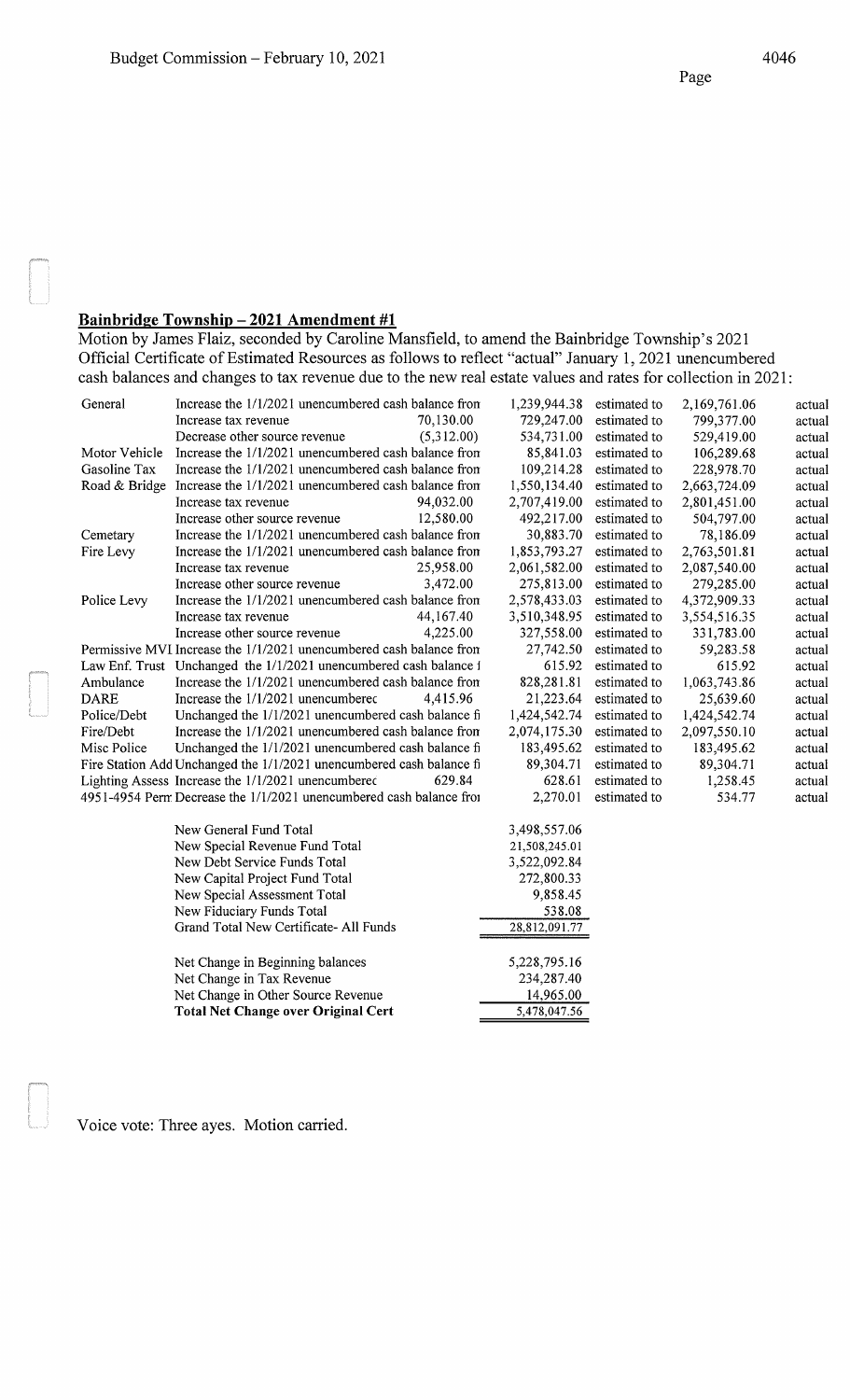**Bainbridge Township – 2021 Amendment #1**

Motion by James Flaiz, seconded by Caroline Mansfield, to amend the Bainbridge Township's 2021 Official Certificate of Estimated Resources as follows to reflect "actual" January 1, 2021 unencumbered cash balances and changes to tax revenue due to the new real estate values and rates for collection in 2021:

| Fund | Description | Change | Estimated | | Actual | |
|---|---|---|---|---|---|---|
| General | Increase the 1/1/2021 unencumbered cash balance from | | 1,239,944.38 | estimated to | 2,169,761.06 | actual |
| | Increase tax revenue | 70,130.00 | 729,247.00 | estimated to | 799,377.00 | actual |
| | Decrease other source revenue | (5,312.00) | 534,731.00 | estimated to | 529,419.00 | actual |
| Motor Vehicle | Increase the 1/1/2021 unencumbered cash balance from | | 85,841.03 | estimated to | 106,289.68 | actual |
| Gasoline Tax | Increase the 1/1/2021 unencumbered cash balance from | | 109,214.28 | estimated to | 228,978.70 | actual |
| Road & Bridge | Increase the 1/1/2021 unencumbered cash balance from | | 1,550,134.40 | estimated to | 2,663,724.09 | actual |
| | Increase tax revenue | 94,032.00 | 2,707,419.00 | estimated to | 2,801,451.00 | actual |
| | Increase other source revenue | 12,580.00 | 492,217.00 | estimated to | 504,797.00 | actual |
| Cemetary | Increase the 1/1/2021 unencumbered cash balance from | | 30,883.70 | estimated to | 78,186.09 | actual |
| Fire Levy | Increase the 1/1/2021 unencumbered cash balance from | | 1,853,793.27 | estimated to | 2,763,501.81 | actual |
| | Increase tax revenue | 25,958.00 | 2,061,582.00 | estimated to | 2,087,540.00 | actual |
| | Increase other source revenue | 3,472.00 | 275,813.00 | estimated to | 279,285.00 | actual |
| Police Levy | Increase the 1/1/2021 unencumbered cash balance from | | 2,578,433.03 | estimated to | 4,372,909.33 | actual |
| | Increase tax revenue | 44,167.40 | 3,510,348.95 | estimated to | 3,554,516.35 | actual |
| | Increase other source revenue | 4,225.00 | 327,558.00 | estimated to | 331,783.00 | actual |
| Permissive MVL | Increase the 1/1/2021 unencumbered cash balance from | | 27,742.50 | estimated to | 59,283.58 | actual |
| Law Enf. Trust | Unchanged the 1/1/2021 unencumbered cash balance f | | 615.92 | estimated to | 615.92 | actual |
| Ambulance | Increase the 1/1/2021 unencumbered cash balance from | | 828,281.81 | estimated to | 1,063,743.86 | actual |
| DARE | Increase the 1/1/2021 unencumbered | 4,415.96 | 21,223.64 | estimated to | 25,639.60 | actual |
| Police/Debt | Unchanged the 1/1/2021 unencumbered cash balance fi | | 1,424,542.74 | estimated to | 1,424,542.74 | actual |
| Fire/Debt | Increase the 1/1/2021 unencumbered cash balance from | | 2,074,175.30 | estimated to | 2,097,550.10 | actual |
| Misc Police | Unchanged the 1/1/2021 unencumbered cash balance fi | | 183,495.62 | estimated to | 183,495.62 | actual |
| Fire Station Add | Unchanged the 1/1/2021 unencumbered cash balance fi | | 89,304.71 | estimated to | 89,304.71 | actual |
| Lighting Assess | Increase the 1/1/2021 unencumbered | 629.84 | 628.61 | estimated to | 1,258.45 | actual |
| 4951-4954 Perm | Decrease the 1/1/2021 unencumbered cash balance fro | | 2,270.01 | estimated to | 534.77 | actual |

| | |
|---|---|
| New General Fund Total | 3,498,557.06 |
| New Special Revenue Fund Total | 21,508,245.01 |
| New Debt Service Funds Total | 3,522,092.84 |
| New Capital Project Fund Total | 272,800.33 |
| New Special Assessment Total | 9,858.45 |
| New Fiduciary Funds Total | 538.08 |
| Grand Total New Certificate- All Funds | 28,812,091.77 |
| Net Change in Beginning balances | 5,228,795.16 |
| Net Change in Tax Revenue | 234,287.40 |
| Net Change in Other Source Revenue | 14,965.00 |
| **Total Net Change over Original Cert** | 5,478,047.56 |

Voice vote: Three ayes. Motion carried.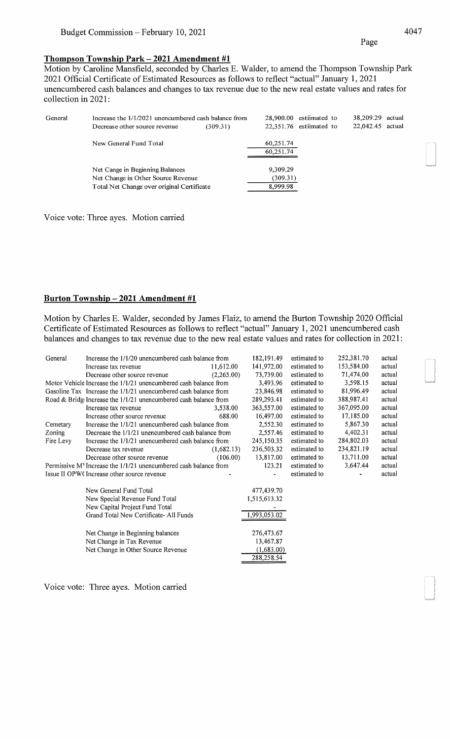### Thompson Township Park – 2021 Amendment #1

Motion by Caroline Mansfield, seconded by Charles E. Walder, to amend the Thompson Township Park 2021 Official Certificate of Estimated Resources as follows to reflect "actual" January 1, 2021 unencumbered cash balances and changes to tax revenue due to the new real estate values and rates for collection in 2021:

| | | | | | | |
|---|---|---|---|---|---|---|
| General | Increase the 1/1/2021 unencumbered cash balance from | | 28,900.00 | estiimated to | 38,209.29 | actual |
| | Decrease other source revenue | (309.31) | 22,351.76 | estiimated to | 22,042.45 | actual |
| | New General Fund Total | | 60,251.74 | | | |
| | | | 60,251.74 | | | |
| | Net Cange in Beginning Balances | | 9,309.29 | | | |
| | Net Change in Other Source Revenue | | (309.31) | | | |
| | Total Net Change over original Certificate | | 8,999.98 | | | |

Voice vote: Three ayes. Motion carried

### Burton Township – 2021 Amendment #1

Motion by Charles E. Walder, seconded by James Flaiz, to amend the Burton Township 2020 Official Certificate of Estimated Resources as follows to reflect "actual" January 1, 2021 unencumbered cash balances and changes to tax revenue due to the new real estate values and rates for collection in 2021:

| | | | | | | |
|---|---|---|---|---|---|---|
| General | Increase the 1/1/20 unencumbered cash balance from | | 182,191.49 | estimated to | 252,381.70 | actual |
| | Increase tax revenue | 11,612.00 | 141,972.00 | estimated to | 153,584.00 | actual |
| | Decrease other source revenue | (2,265.00) | 73,739.00 | estimated to | 71,474.00 | actual |
| Motor Vehicle | Increase the 1/1/21 unencumbered cash balance from | | 3,493.96 | estimated to | 3,598.15 | actual |
| Gasoline Tax | Increase the 1/1/21 unencumbered cash balance from | | 23,846.98 | estimated to | 81,996.49 | actual |
| Road & Bridg | Increase the 1/1/21 unencumbered cash balance from | | 289,293.41 | estimated to | 388,987.41 | actual |
| | Increase tax revenue | 3,538.00 | 363,557.00 | estimated to | 367,095.00 | actual |
| | Increase other source revenue | 688.00 | 16,497.00 | estimated to | 17,185.00 | actual |
| Cemetary | Increase the 1/1/21 unencumbered cash balance from | | 2,552.30 | estimated to | 5,867.30 | actual |
| Zoning | Decrease the 1/1/21 unencumbered cash balance from | | 2,557.46 | estimated to | 4,402.31 | actual |
| Fire Levy | Increase the 1/1/21 unencumbered cash balance from | | 245,150.35 | estimated to | 284,802.03 | actual |
| | Decrease tax revenue | (1,682.13) | 236,503.32 | estimated to | 234,821.19 | actual |
| | Decrease other source revenue | (106.00) | 13,817.00 | estimated to | 13,711.00 | actual |
| Permissive M' | Increase the 1/1/21 unencumbered cash balance from | | 123.21 | estimated to | 3,647.44 | actual |
| Issue II OPW( | Increase other source revenue | - | - | estimated to | - | actual |
| | New General Fund Total | | 477,439.70 | | | |
| | New Special Revenue Fund Total | | 1,515,613.32 | | | |
| | New Capital Project Fund Total | | - | | | |
| | Grand Total New Certificate- All Funds | | 1,993,053.02 | | | |
| | Net Change in Beginning balances | | 276,473.67 | | | |
| | Net Change in Tax Revenue | | 13,467.87 | | | |
| | Net Change in Other Source Revenue | | (1,683.00) | | | |
| | | | 288,258.54 | | | |

Voice vote: Three ayes. Motion carried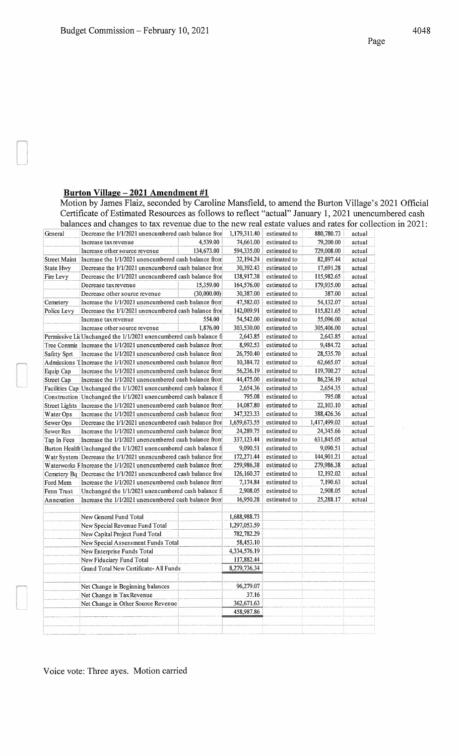## Burton Village – 2021 Amendment #1

Motion by James Flaiz, seconded by Caroline Mansfield, to amend the Burton Village's 2021 Official Certificate of Estimated Resources as follows to reflect "actual" January 1, 2021 unencumbered cash balances and changes to tax revenue due to the new real estate values and rates for collection in 2021:

| | | | | | | |
|---|---|---|---|---|---|---|
| General | Decrease the 1/1/2021 unencumbered cash balance fror | | 1,179,311.40 | estimated to | 880,780.73 | actual |
| | Increase tax revenue | 4,539.00 | 74,661.00 | estimated to | 79,200.00 | actual |
| | Increase other source revenue | 134,673.00 | 594,335.00 | estimated to | 729,008.00 | actual |
| Street Maint | Increase the 1/1/2021 unencumbered cash balance from | | 32,194.24 | estimated to | 82,897.44 | actual |
| State Hwy | Decrease the 1/1/2021 unencumbered cash balance fror | | 30,392.43 | estimated to | 17,691.28 | actual |
| Fire Levy | Decrease the 1/1/2021 unencumbered cash balance fror | | 138,917.38 | estimated to | 115,982.65 | actual |
| | Decrease tax revenue | 15,359.00 | 164,576.00 | estimated to | 179,935.00 | actual |
| | Decrease other source revenue | (30,000.00) | 30,387.00 | estimated to | 387.00 | actual |
| Cemetery | Increase the 1/1/2021 unencumbered cash balance from | | 47,582.03 | estimated to | 54,132.07 | actual |
| Police Levy | Decrease the 1/1/2021 unencumbered cash balance fror | | 142,009.91 | estimated to | 115,821.65 | actual |
| | Increase tax revenue | 554.00 | 54,542.00 | estimated to | 55,096.00 | actual |
| | Increase other source revenue | 1,876.00 | 303,530.00 | estimated to | 305,406.00 | actual |
| Permissive Lic | Unchanged the 1/1/2021 unencumbered cash balance fi | | 2,643.85 | estimated to | 2,643.85 | actual |
| Tree Commis | Increase the 1/1/2021 unencumbered cash balance from | | 8,992.53 | estimated to | 9,484.72 | actual |
| Safety Sprt | Increase the 1/1/2021 unencumbered cash balance from | | 26,750.40 | estimated to | 28,535.70 | actual |
| Admissions T | Increase the 1/1/2021 unencumbered cash balance from | | 10,384.72 | estimated to | 62,665.07 | actual |
| Equip Cap | Increase the 1/1/2021 unencumbered cash balance from | | 56,236.19 | estimated to | 119,700.27 | actual |
| Street Cap | Increase the 1/1/2021 unencumbered cash balance from | | 44,475.00 | estimated to | 86,236.19 | actual |
| Facilities Cap | Unchanged the 1/1/2021 unencumbered cash balance fi | | 2,654.36 | estimated to | 2,654.35 | actual |
| Construction | Unchanged the 1/1/2021 unencumbered cash balance fi | | 795.08 | estimated to | 795.08 | actual |
| Street Lights | Increase the 1/1/2021 unencumbered cash balance from | | 14,087.80 | estimated to | 22,103.10 | actual |
| Water Ops | Increase the 1/1/2021 unencumbered cash balance from | | 347,323.33 | estimated to | 388,426.36 | actual |
| Sewer Ops | Decrease the 1/1/2021 unencumbered cash balance fror | | 1,659,673.55 | estimated to | 1,417,499.02 | actual |
| Sewer Res | Increase the 1/1/2021 unencumbered cash balance from | | 24,289.75 | estimated to | 24,345.66 | actual |
| Tap In Fees | Increase the 1/1/2021 unencumbered cash balance from | | 337,123.44 | estimated to | 631,845.05 | actual |
| Burton Health | Unchanged the 1/1/2021 unencumbered cash balance fi | | 9,090.51 | estimated to | 9,090.51 | actual |
| Watr System | Decrease the 1/1/2021 unencumbered cash balance fror | | 172,271.44 | estimated to | 144,901.21 | actual |
| Waterworks F | Increase the 1/1/2021 unencumbered cash balance from | | 259,986.38 | estimated to | 279,986.38 | actual |
| Cemetery Bq | Decrease the 1/1/2021 unencumbered cash balance fror | | 126,160.37 | estimated to | 12,192.02 | actual |
| Ford Mem | Increase the 1/1/2021 unencumbered cash balance from | | 7,174.84 | estimated to | 7,190.63 | actual |
| Fenn Trust | Unchanged the 1/1/2021 unencumbered cash balance fi | | 2,908.05 | estimated to | 2,908.05 | actual |
| Annexation | Increase the 1/1/2021 unencumbered cash balance from | | 16,950.28 | estimated to | 25,288.17 | actual |
| | | | | | | |
| | New General Fund Total | | 1,688,988.73 | | | |
| | New Special Revenue Fund Total | | 1,297,053.59 | | | |
| | New Capital Project Fund Total | | 782,782.29 | | | |
| | New Special Assessment Funds Total | | 58,453.10 | | | |
| | New Enterprise Funds Total | | 4,334,576.19 | | | |
| | New Fiduciary Fund Total | | 117,882.44 | | | |
| | Grand Total New Certificate- All Funds | | 8,279,736.34 | | | |
| | | | | | | |
| | Net Change in Beginning balances | | 96,279.07 | | | |
| | Net Change in Tax Revenue | | 37.16 | | | |
| | Net Change in Other Source Revenue | | 362,671.63 | | | |
| | | | 458,987.86 | | | |

Voice vote: Three ayes. Motion carried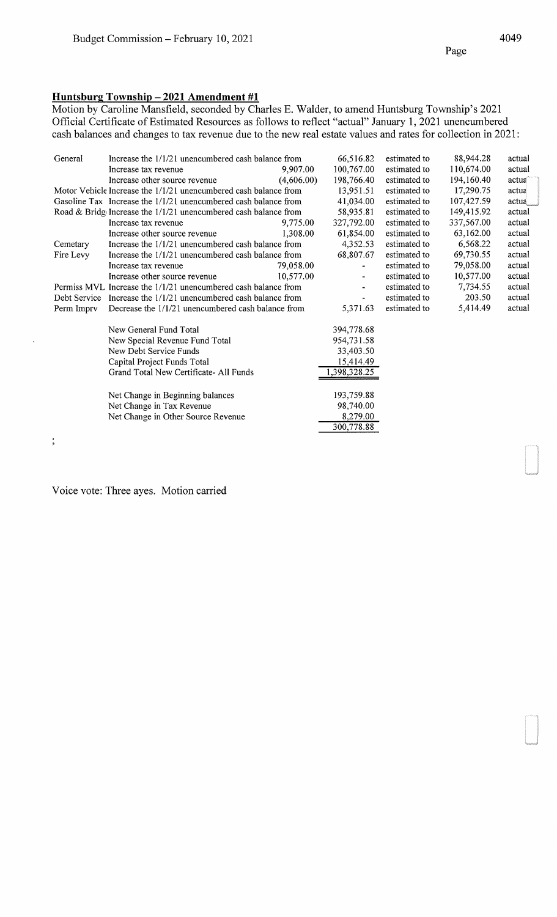## Huntsburg Township – 2021 Amendment #1

Motion by Caroline Mansfield, seconded by Charles E. Walder, to amend Huntsburg Township's 2021 Official Certificate of Estimated Resources as follows to reflect "actual" January 1, 2021 unencumbered cash balances and changes to tax revenue due to the new real estate values and rates for collection in 2021:

| Fund | Description | Change | From | | To | |
|---|---|---|---|---|---|---|
| General | Increase the 1/1/21 unencumbered cash balance from | | 66,516.82 | estimated to | 88,944.28 | actual |
| | Increase tax revenue | 9,907.00 | 100,767.00 | estimated to | 110,674.00 | actual |
| | Increase other source revenue | (4,606.00) | 198,766.40 | estimated to | 194,160.40 | actual |
| Motor Vehicle | Increase the 1/1/21 unencumbered cash balance from | | 13,951.51 | estimated to | 17,290.75 | actual |
| Gasoline Tax | Increase the 1/1/21 unencumbered cash balance from | | 41,034.00 | estimated to | 107,427.59 | actual |
| Road & Bridge | Increase the 1/1/21 unencumbered cash balance from | | 58,935.81 | estimated to | 149,415.92 | actual |
| | Increase tax revenue | 9,775.00 | 327,792.00 | estimated to | 337,567.00 | actual |
| | Increase other source revenue | 1,308.00 | 61,854.00 | estimated to | 63,162.00 | actual |
| Cemetary | Increase the 1/1/21 unencumbered cash balance from | | 4,352.53 | estimated to | 6,568.22 | actual |
| Fire Levy | Increase the 1/1/21 unencumbered cash balance from | | 68,807.67 | estimated to | 69,730.55 | actual |
| | Increase tax revenue | 79,058.00 | - | estimated to | 79,058.00 | actual |
| | Increase other source revenue | 10,577.00 | - | estimated to | 10,577.00 | actual |
| Permiss MVL | Increase the 1/1/21 unencumbered cash balance from | | - | estimated to | 7,734.55 | actual |
| Debt Service | Increase the 1/1/21 unencumbered cash balance from | | - | estimated to | 203.50 | actual |
| Perm Imprv | Decrease the 1/1/21 unencumbered cash balance from | | 5,371.63 | estimated to | 5,414.49 | actual |

| | |
|---|---|
| New General Fund Total | 394,778.68 |
| New Special Revenue Fund Total | 954,731.58 |
| New Debt Service Funds | 33,403.50 |
| Capital Project Funds Total | 15,414.49 |
| Grand Total New Certificate- All Funds | 1,398,328.25 |
| | |
| Net Change in Beginning balances | 193,759.88 |
| Net Change in Tax Revenue | 98,740.00 |
| Net Change in Other Source Revenue | 8,279.00 |
| | 300,778.88 |

;

Voice vote: Three ayes. Motion carried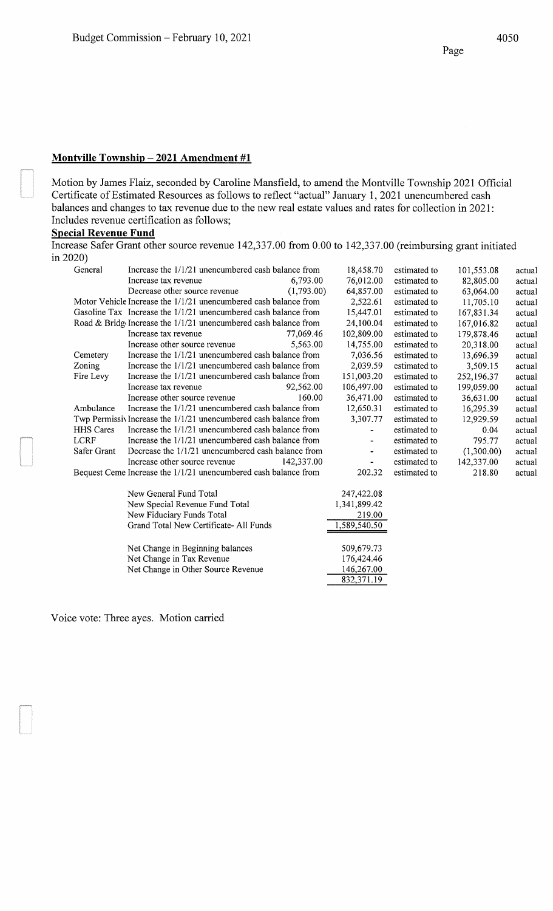## Montville Township – 2021 Amendment #1

Motion by James Flaiz, seconded by Caroline Mansfield, to amend the Montville Township 2021 Official Certificate of Estimated Resources as follows to reflect "actual" January 1, 2021 unencumbered cash balances and changes to tax revenue due to the new real estate values and rates for collection in 2021: Includes revenue certification as follows;

**Special Revenue Fund**

Increase Safer Grant other source revenue 142,337.00 from 0.00 to 142,337.00 (reimbursing grant initiated in 2020)

| Fund | Description | Amount | From | | To | |
|---|---|---|---|---|---|---|
| General | Increase the 1/1/21 unencumbered cash balance from | | 18,458.70 | estimated to | 101,553.08 | actual |
| | Increase tax revenue | 6,793.00 | 76,012.00 | estimated to | 82,805.00 | actual |
| | Decrease other source revenue | (1,793.00) | 64,857.00 | estimated to | 63,064.00 | actual |
| Motor Vehicle | Increase the 1/1/21 unencumbered cash balance from | | 2,522.61 | estimated to | 11,705.10 | actual |
| Gasoline Tax | Increase the 1/1/21 unencumbered cash balance from | | 15,447.01 | estimated to | 167,831.34 | actual |
| Road & Bridg | Increase the 1/1/21 unencumbered cash balance from | | 24,100.04 | estimated to | 167,016.82 | actual |
| | Increase tax revenue | 77,069.46 | 102,809.00 | estimated to | 179,878.46 | actual |
| | Increase other source revenue | 5,563.00 | 14,755.00 | estimated to | 20,318.00 | actual |
| Cemetery | Increase the 1/1/21 unencumbered cash balance from | | 7,036.56 | estimated to | 13,696.39 | actual |
| Zoning | Increase the 1/1/21 unencumbered cash balance from | | 2,039.59 | estimated to | 3,509.15 | actual |
| Fire Levy | Increase the 1/1/21 unencumbered cash balance from | | 151,003.20 | estimated to | 252,196.37 | actual |
| | Increase tax revenue | 92,562.00 | 106,497.00 | estimated to | 199,059.00 | actual |
| | Increase other source revenue | 160.00 | 36,471.00 | estimated to | 36,631.00 | actual |
| Ambulance | Increase the 1/1/21 unencumbered cash balance from | | 12,650.31 | estimated to | 16,295.39 | actual |
| Twp Permissi | Increase the 1/1/21 unencumbered cash balance from | | 3,307.77 | estimated to | 12,929.59 | actual |
| HHS Cares | Increase the 1/1/21 unencumbered cash balance from | | - | estimated to | 0.04 | actual |
| LCRF | Increase the 1/1/21 unencumbered cash balance from | | - | estimated to | 795.77 | actual |
| Safer Grant | Decrease the 1/1/21 unencumbered cash balance from | | - | estimated to | (1,300.00) | actual |
| | Increase other source revenue | 142,337.00 | - | estimated to | 142,337.00 | actual |
| Bequest Ceme | Increase the 1/1/21 unencumbered cash balance from | | 202.32 | estimated to | 218.80 | actual |

| | |
|---|---|
| New General Fund Total | 247,422.08 |
| New Special Revenue Fund Total | 1,341,899.42 |
| New Fiduciary Funds Total | 219.00 |
| Grand Total New Certificate- All Funds | 1,589,540.50 |
| | |
| Net Change in Beginning balances | 509,679.73 |
| Net Change in Tax Revenue | 176,424.46 |
| Net Change in Other Source Revenue | 146,267.00 |
| | 832,371.19 |

Voice vote: Three ayes. Motion carried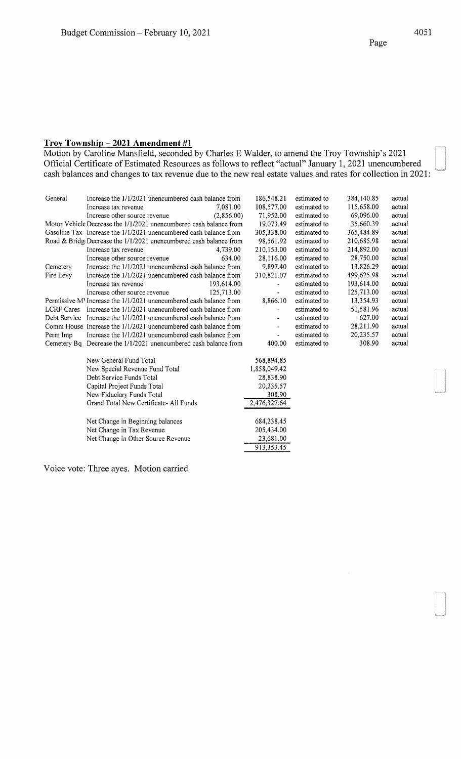**Troy Township – 2021 Amendment #1**

Motion by Caroline Mansfield, seconded by Charles E Walder, to amend the Troy Township's 2021 Official Certificate of Estimated Resources as follows to reflect "actual" January 1, 2021 unencumbered cash balances and changes to tax revenue due to the new real estate values and rates for collection in 2021:

| | | | | | | |
|---|---|---|---|---|---|---|
| General | Increase the 1/1/2021 unencumbered cash balance from | | 186,548.21 | estimated to | 384,140.85 | actual |
| | Increase tax revenue | 7,081.00 | 108,577.00 | estimated to | 115,658.00 | actual |
| | Increase other source revenue | (2,856.00) | 71,952.00 | estimated to | 69,096.00 | actual |
| Motor Vehicle | Decrease the 1/1/2021 unencumbered cash balance from | | 19,073.49 | estimated to | 35,660.39 | actual |
| Gasoline Tax | Increase the 1/1/2021 unencumbered cash balance from | | 305,338.00 | estimated to | 365,484.89 | actual |
| Road & Bridge | Decrease the 1/1/2021 unencumbered cash balance from | | 98,561.92 | estimated to | 210,685.98 | actual |
| | Increase tax revenue | 4,739.00 | 210,153.00 | estimated to | 214,892.00 | actual |
| | Increase other source revenue | 634.00 | 28,116.00 | estimated to | 28,750.00 | actual |
| Cemetery | Increase the 1/1/2021 unencumbered cash balance from | | 9,897.40 | estimated to | 13,826.29 | actual |
| Fire Levy | Increase the 1/1/2021 unencumbered cash balance from | | 310,821.07 | estimated to | 499,625.98 | actual |
| | Increase tax revenue | 193,614.00 | - | estimated to | 193,614.00 | actual |
| | Increase other source revenue | 125,713.00 | - | estimated to | 125,713.00 | actual |
| Permissive MV | Increase the 1/1/2021 unencumbered cash balance from | | 8,866.10 | estimated to | 13,354.93 | actual |
| LCRF Cares | Increase the 1/1/2021 unencumbered cash balance from | | - | estimated to | 51,581.96 | actual |
| Debt Service | Increase the 1/1/2021 unencumbered cash balance from | | - | estimated to | 627.00 | actual |
| Comm House | Increase the 1/1/2021 unencumbered cash balance from | | - | estimated to | 28,211.90 | actual |
| Perm Imp | Increase the 1/1/2021 unencumbered cash balance from | | - | estimated to | 20,235.57 | actual |
| Cemetery Bq | Decrease the 1/1/2021 unencumbered cash balance from | | 400.00 | estimated to | 308.90 | actual |

| | |
|---|---|
| New General Fund Total | 568,894.85 |
| New Special Revenue Fund Total | 1,858,049.42 |
| Debt Service Funds Total | 28,838.90 |
| Capital Project Funds Total | 20,235.57 |
| New Fiduciary Funds Total | 308.90 |
| Grand Total New Certificate- All Funds | 2,476,327.64 |
| | |
| Net Change in Beginning balances | 684,238.45 |
| Net Change in Tax Revenue | 205,434.00 |
| Net Change in Other Source Revenue | 23,681.00 |
| | 913,353.45 |

Voice vote: Three ayes. Motion carried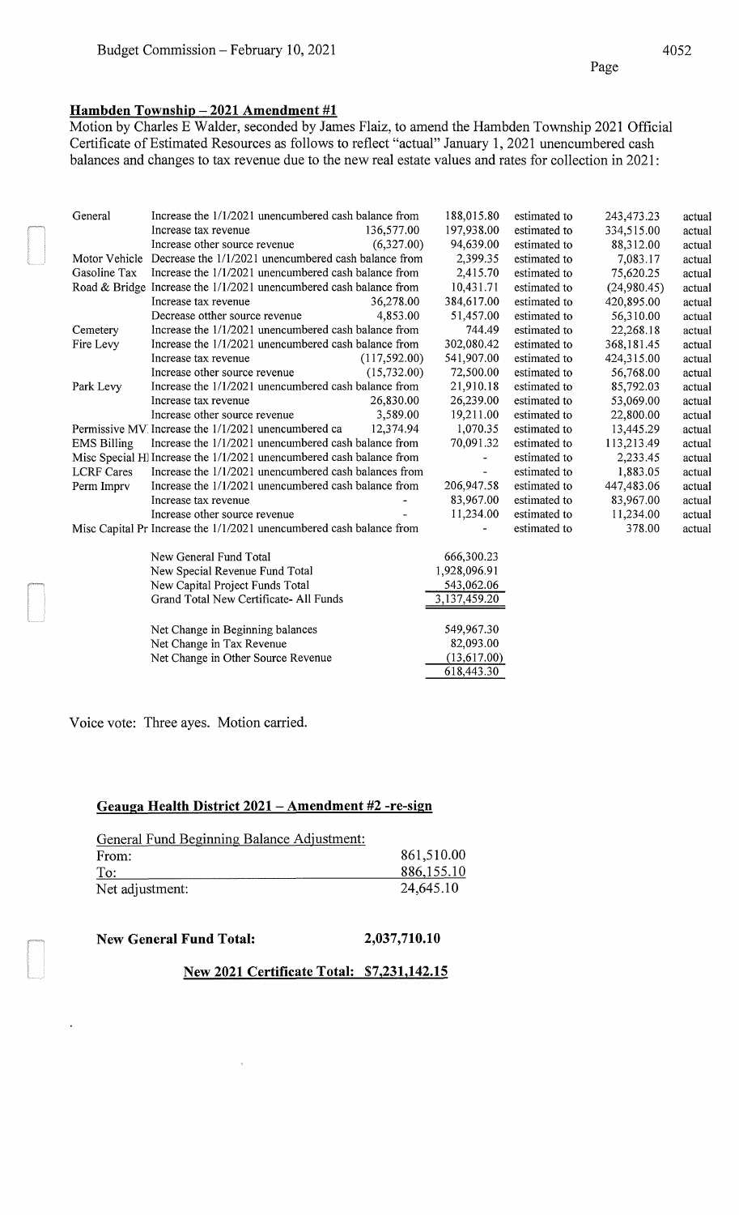**Hambden Township – 2021 Amendment #1**

Motion by Charles E Walder, seconded by James Flaiz, to amend the Hambden Township 2021 Official Certificate of Estimated Resources as follows to reflect "actual" January 1, 2021 unencumbered cash balances and changes to tax revenue due to the new real estate values and rates for collection in 2021:

| | | | | | | |
|---|---|---|---|---|---|---|
| General | Increase the 1/1/2021 unencumbered cash balance from | | 188,015.80 | estimated to | 243,473.23 | actual |
| | Increase tax revenue | 136,577.00 | 197,938.00 | estimated to | 334,515.00 | actual |
| | Increase other source revenue | (6,327.00) | 94,639.00 | estimated to | 88,312.00 | actual |
| Motor Vehicle | Decrease the 1/1/2021 unencumbered cash balance from | | 2,399.35 | estimated to | 7,083.17 | actual |
| Gasoline Tax | Increase the 1/1/2021 unencumbered cash balance from | | 2,415.70 | estimated to | 75,620.25 | actual |
| Road & Bridge | Increase the 1/1/2021 unencumbered cash balance from | | 10,431.71 | estimated to | (24,980.45) | actual |
| | Increase tax revenue | 36,278.00 | 384,617.00 | estimated to | 420,895.00 | actual |
| | Decrease otther source revenue | 4,853.00 | 51,457.00 | estimated to | 56,310.00 | actual |
| Cemetery | Increase the 1/1/2021 unencumbered cash balance from | | 744.49 | estimated to | 22,268.18 | actual |
| Fire Levy | Increase the 1/1/2021 unencumbered cash balance from | | 302,080.42 | estimated to | 368,181.45 | actual |
| | Increase tax revenue | (117,592.00) | 541,907.00 | estimated to | 424,315.00 | actual |
| | Increase other source revenue | (15,732.00) | 72,500.00 | estimated to | 56,768.00 | actual |
| Park Levy | Increase the 1/1/2021 unencumbered cash balance from | | 21,910.18 | estimated to | 85,792.03 | actual |
| | Increase tax revenue | 26,830.00 | 26,239.00 | estimated to | 53,069.00 | actual |
| | Increase other source revenue | 3,589.00 | 19,211.00 | estimated to | 22,800.00 | actual |
| Permissive MV | Increase the 1/1/2021 unencumbered ca | 12,374.94 | 1,070.35 | estimated to | 13,445.29 | actual |
| EMS Billing | Increase the 1/1/2021 unencumbered cash balance from | | 70,091.32 | estimated to | 113,213.49 | actual |
| Misc Special H | Increase the 1/1/2021 unencumbered cash balance from | | - | estimated to | 2,233.45 | actual |
| LCRF Cares | Increase the 1/1/2021 unencumbered cash balances from | | - | estimated to | 1,883.05 | actual |
| Perm Imprv | Increase the 1/1/2021 unencumbered cash balance from | | 206,947.58 | estimated to | 447,483.06 | actual |
| | Increase tax revenue | - | 83,967.00 | estimated to | 83,967.00 | actual |
| | Increase other source revenue | - | 11,234.00 | estimated to | 11,234.00 | actual |
| Misc Capital Pr | Increase the 1/1/2021 unencumbered cash balance from | | - | estimated to | 378.00 | actual |

| | |
|---|---|
| New General Fund Total | 666,300.23 |
| New Special Revenue Fund Total | 1,928,096.91 |
| New Capital Project Funds Total | 543,062.06 |
| Grand Total New Certificate- All Funds | 3,137,459.20 |
| | |
| Net Change in Beginning balances | 549,967.30 |
| Net Change in Tax Revenue | 82,093.00 |
| Net Change in Other Source Revenue | (13,617.00) |
| | 618,443.30 |

Voice vote: Three ayes. Motion carried.

**Geauga Health District 2021 – Amendment #2 -re-sign**

| General Fund Beginning Balance Adjustment: | |
|---|---|
| From: | 861,510.00 |
| To: | 886,155.10 |
| Net adjustment: | 24,645.10 |

**New General Fund Total: 2,037,710.10**

**New 2021 Certificate Total: $7,231,142.15**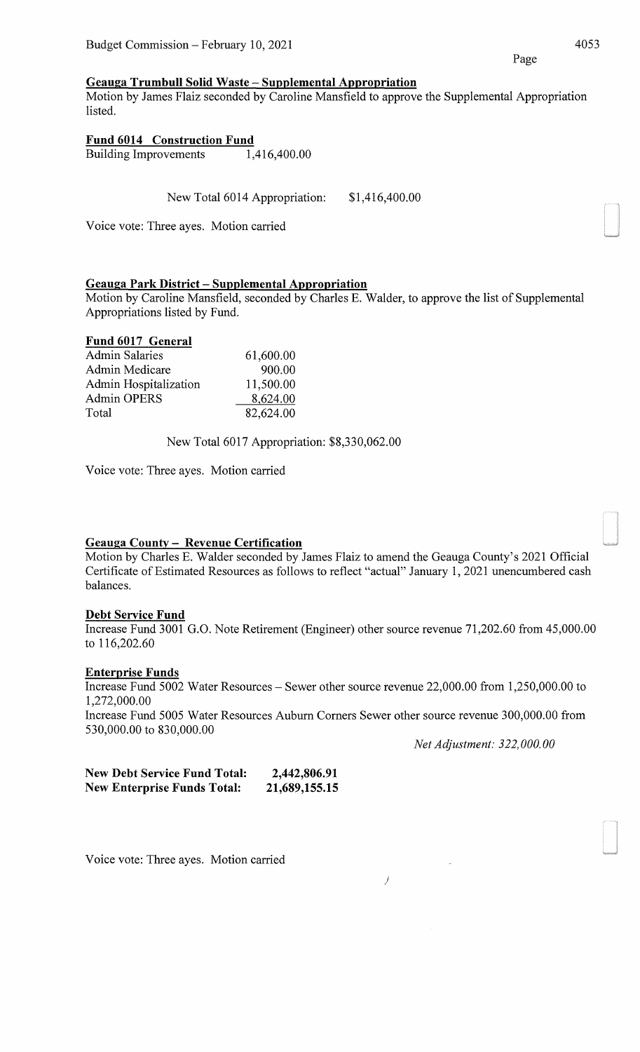### Geauga Trumbull Solid Waste – Supplemental Appropriation

Motion by James Flaiz seconded by Caroline Mansfield to approve the Supplemental Appropriation listed.

**Fund 6014 Construction Fund**

| | |
|---|---|
| Building Improvements | 1,416,400.00 |

New Total 6014 Appropriation: $1,416,400.00

Voice vote: Three ayes. Motion carried

### Geauga Park District – Supplemental Appropriation

Motion by Caroline Mansfield, seconded by Charles E. Walder, to approve the list of Supplemental Appropriations listed by Fund.

**Fund 6017 General**

| | |
|---|---|
| Admin Salaries | 61,600.00 |
| Admin Medicare | 900.00 |
| Admin Hospitalization | 11,500.00 |
| Admin OPERS | 8,624.00 |
| Total | 82,624.00 |

New Total 6017 Appropriation: $8,330,062.00

Voice vote: Three ayes. Motion carried

### Geauga County – Revenue Certification

Motion by Charles E. Walder seconded by James Flaiz to amend the Geauga County's 2021 Official Certificate of Estimated Resources as follows to reflect "actual" January 1, 2021 unencumbered cash balances.

**Debt Service Fund**

Increase Fund 3001 G.O. Note Retirement (Engineer) other source revenue 71,202.60 from 45,000.00 to 116,202.60

**Enterprise Funds**

Increase Fund 5002 Water Resources – Sewer other source revenue 22,000.00 from 1,250,000.00 to 1,272,000.00

Increase Fund 5005 Water Resources Auburn Corners Sewer other source revenue 300,000.00 from 530,000.00 to 830,000.00

*Net Adjustment: 322,000.00*

| | |
|---|---|
| **New Debt Service Fund Total:** | **2,442,806.91** |
| **New Enterprise Funds Total:** | **21,689,155.15** |

Voice vote: Three ayes. Motion carried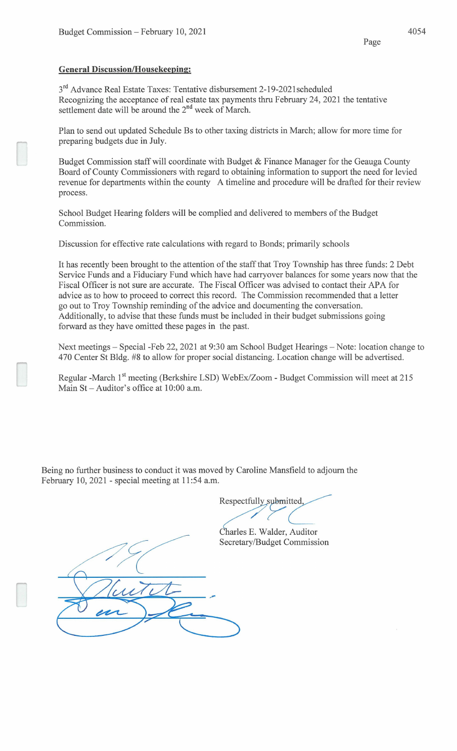**General Discussion/Housekeeping:**

3rd Advance Real Estate Taxes: Tentative disbursement 2-19-2021scheduled
Recognizing the acceptance of real estate tax payments thru February 24, 2021 the tentative settlement date will be around the 2nd week of March.

Plan to send out updated Schedule Bs to other taxing districts in March; allow for more time for preparing budgets due in July.

Budget Commission staff will coordinate with Budget & Finance Manager for the Geauga County Board of County Commissioners with regard to obtaining information to support the need for levied revenue for departments within the county A timeline and procedure will be drafted for their review process.

School Budget Hearing folders will be complied and delivered to members of the Budget Commission.

Discussion for effective rate calculations with regard to Bonds; primarily schools

It has recently been brought to the attention of the staff that Troy Township has three funds: 2 Debt Service Funds and a Fiduciary Fund which have had carryover balances for some years now that the Fiscal Officer is not sure are accurate. The Fiscal Officer was advised to contact their APA for advice as to how to proceed to correct this record. The Commission recommended that a letter go out to Troy Township reminding of the advice and documenting the conversation. Additionally, to advise that these funds must be included in their budget submissions going forward as they have omitted these pages in the past.

Next meetings – Special -Feb 22, 2021 at 9:30 am School Budget Hearings – Note: location change to 470 Center St Bldg. #8 to allow for proper social distancing. Location change will be advertised.

Regular -March 1st meeting (Berkshire LSD) WebEx/Zoom - Budget Commission will meet at 215 Main St – Auditor's office at 10:00 a.m.

Being no further business to conduct it was moved by Caroline Mansfield to adjourn the February 10, 2021 - special meeting at 11:54 a.m.

Respectfully submitted,

Charles E. Walder, Auditor
Secretary/Budget Commission